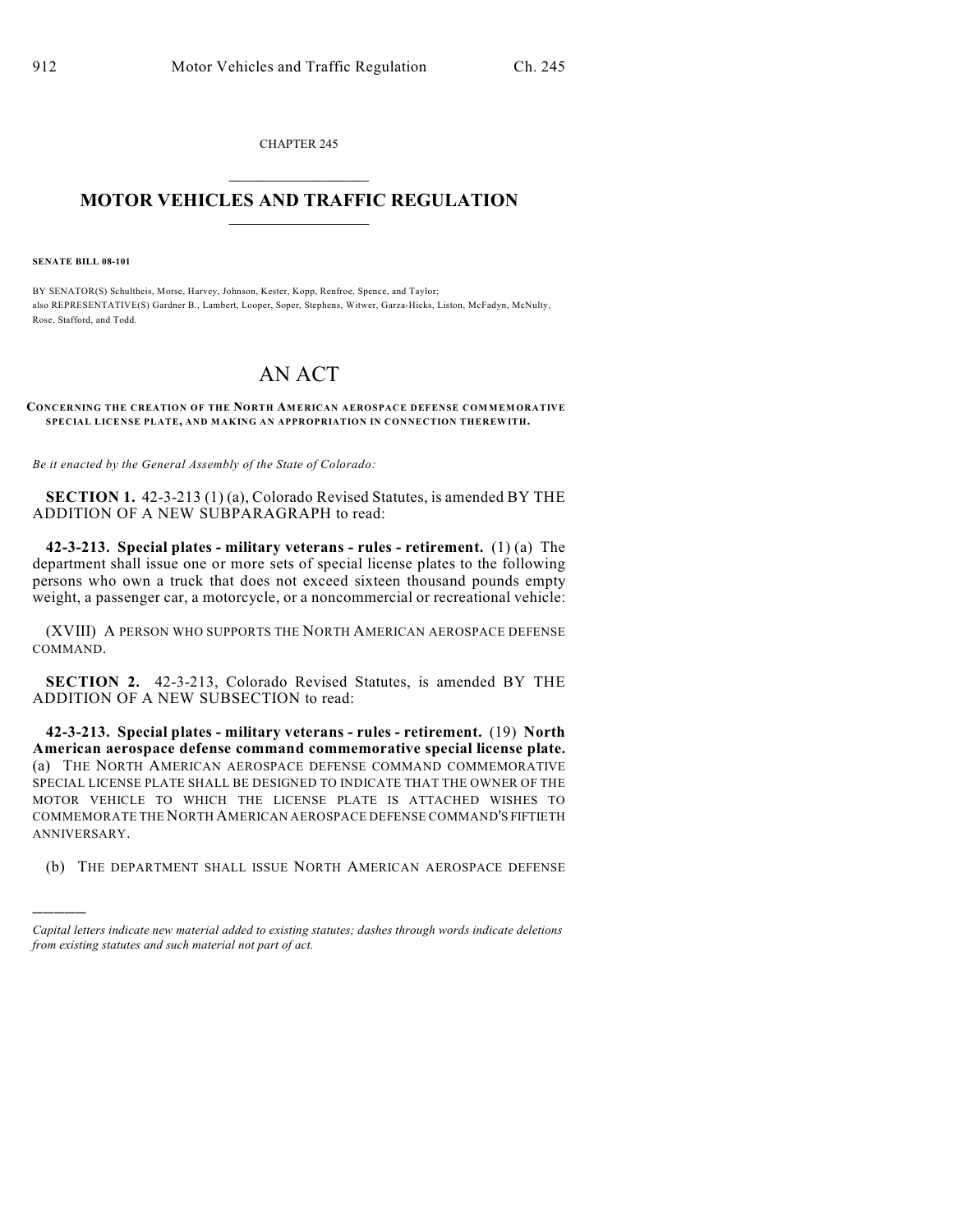CHAPTER 245

# MOTOR VEHICLES AND TRAFFIC REGULATION

**SENATE BILL 08-101**

BY SENATOR(S) Schultheis, Morse, Harvey, Johnson, Kester, Kopp, Renfroe, Spence, and Taylor;
also REPRESENTATIVE(S) Gardner B., Lambert, Looper, Soper, Stephens, Witwer, Garza-Hicks, Liston, McFadyn, McNulty, Rose, Stafford, and Todd.

# AN ACT

**CONCERNING THE CREATION OF THE NORTH AMERICAN AEROSPACE DEFENSE COMMEMORATIVE SPECIAL LICENSE PLATE, AND MAKING AN APPROPRIATION IN CONNECTION THEREWITH.**

*Be it enacted by the General Assembly of the State of Colorado:*

**SECTION 1.** 42-3-213 (1) (a), Colorado Revised Statutes, is amended BY THE ADDITION OF A NEW SUBPARAGRAPH to read:

**42-3-213. Special plates - military veterans - rules - retirement.** (1) (a) The department shall issue one or more sets of special license plates to the following persons who own a truck that does not exceed sixteen thousand pounds empty weight, a passenger car, a motorcycle, or a noncommercial or recreational vehicle:

(XVIII) A PERSON WHO SUPPORTS THE NORTH AMERICAN AEROSPACE DEFENSE COMMAND.

**SECTION 2.** 42-3-213, Colorado Revised Statutes, is amended BY THE ADDITION OF A NEW SUBSECTION to read:

**42-3-213. Special plates - military veterans - rules - retirement.** (19) **North American aerospace defense command commemorative special license plate.** (a) THE NORTH AMERICAN AEROSPACE DEFENSE COMMAND COMMEMORATIVE SPECIAL LICENSE PLATE SHALL BE DESIGNED TO INDICATE THAT THE OWNER OF THE MOTOR VEHICLE TO WHICH THE LICENSE PLATE IS ATTACHED WISHES TO COMMEMORATE THE NORTH AMERICAN AEROSPACE DEFENSE COMMAND'S FIFTIETH ANNIVERSARY.

(b) THE DEPARTMENT SHALL ISSUE NORTH AMERICAN AEROSPACE DEFENSE

---

*Capital letters indicate new material added to existing statutes; dashes through words indicate deletions from existing statutes and such material not part of act.*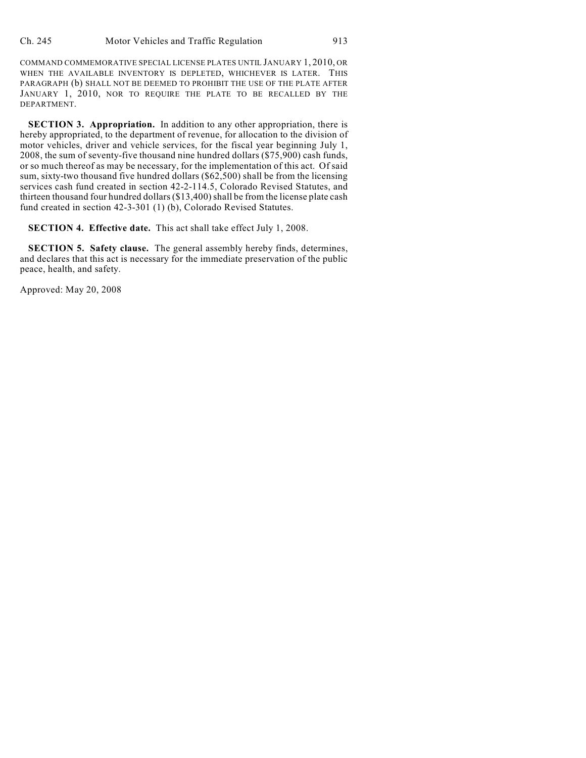COMMAND COMMEMORATIVE SPECIAL LICENSE PLATES UNTIL JANUARY 1, 2010, OR WHEN THE AVAILABLE INVENTORY IS DEPLETED, WHICHEVER IS LATER. THIS PARAGRAPH (b) SHALL NOT BE DEEMED TO PROHIBIT THE USE OF THE PLATE AFTER JANUARY 1, 2010, NOR TO REQUIRE THE PLATE TO BE RECALLED BY THE DEPARTMENT.

**SECTION 3. Appropriation.** In addition to any other appropriation, there is hereby appropriated, to the department of revenue, for allocation to the division of motor vehicles, driver and vehicle services, for the fiscal year beginning July 1, 2008, the sum of seventy-five thousand nine hundred dollars ($75,900) cash funds, or so much thereof as may be necessary, for the implementation of this act. Of said sum, sixty-two thousand five hundred dollars ($62,500) shall be from the licensing services cash fund created in section 42-2-114.5, Colorado Revised Statutes, and thirteen thousand four hundred dollars ($13,400) shall be from the license plate cash fund created in section 42-3-301 (1) (b), Colorado Revised Statutes.

**SECTION 4. Effective date.** This act shall take effect July 1, 2008.

**SECTION 5. Safety clause.** The general assembly hereby finds, determines, and declares that this act is necessary for the immediate preservation of the public peace, health, and safety.

Approved: May 20, 2008